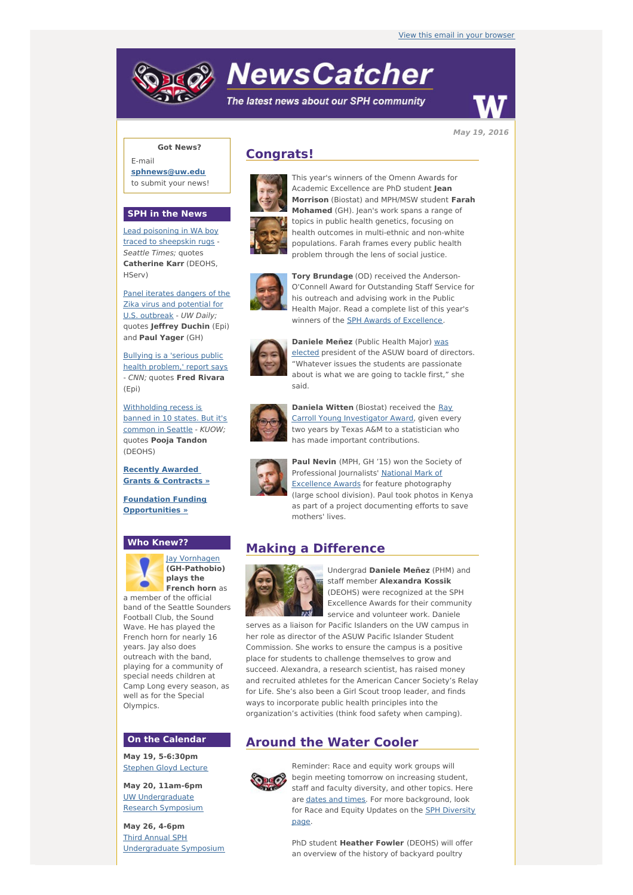View this email in your browser

# NewsCatcher

*The latest news about our SPH community*

**May 19, 2016**

**Got News?**

E-mail **sphnews@uw.edu** to submit your news!

## SPH in the News

Lead poisoning in WA boy traced to sheepskin rugs - *Seattle Times;* quotes **Catherine Karr** (DEOHS, HServ)

Panel iterates dangers of the Zika virus and potential for U.S. outbreak - *UW Daily;* quotes **Jeffrey Duchin** (Epi) and **Paul Yager** (GH)

Bullying is a 'serious public health problem,' report says - *CNN;* quotes **Fred Rivara** (Epi)

Withholding recess is banned in 10 states. But it's common in Seattle - *KUOW;* quotes **Pooja Tandon** (DEOHS)

**Recently Awarded Grants & Contracts »**

**Foundation Funding Opportunities »**

## Who Knew??

Jay Vornhagen **(GH-Pathobio) plays the French horn** as a member of the official band of the Seattle Sounders Football Club, the Sound Wave. He has played the French horn for nearly 16 years. Jay also does outreach with the band, playing for a community of special needs children at Camp Long every season, as well as for the Special Olympics.

## On the Calendar

**May 19, 5-6:30pm**
Stephen Gloyd Lecture

**May 20, 11am-6pm**
UW Undergraduate Research Symposium

**May 26, 4-6pm**
Third Annual SPH Undergraduate Symposium

## Congrats!

This year's winners of the Omenn Awards for Academic Excellence are PhD student **Jean Morrison** (Biostat) and MPH/MSW student **Farah Mohamed** (GH). Jean's work spans a range of topics in public health genetics, focusing on health outcomes in multi-ethnic and non-white populations. Farah frames every public health problem through the lens of social justice.

**Tory Brundage** (OD) received the Anderson-O'Connell Award for Outstanding Staff Service for his outreach and advising work in the Public Health Major. Read a complete list of this year's winners of the SPH Awards of Excellence.

**Daniele Meñez** (Public Health Major) was elected president of the ASUW board of directors. "Whatever issues the students are passionate about is what we are going to tackle first," she said.

**Daniela Witten** (Biostat) received the Ray Carroll Young Investigator Award, given every two years by Texas A&M to a statistician who has made important contributions.

**Paul Nevin** (MPH, GH '15) won the Society of Professional Journalists' National Mark of Excellence Awards for feature photography (large school division). Paul took photos in Kenya as part of a project documenting efforts to save mothers' lives.

## Making a Difference

Undergrad **Daniele Meñez** (PHM) and staff member **Alexandra Kossik** (DEOHS) were recognized at the SPH Excellence Awards for their community service and volunteer work. Daniele serves as a liaison for Pacific Islanders on the UW campus in her role as director of the ASUW Pacific Islander Student Commission. She works to ensure the campus is a positive place for students to challenge themselves to grow and succeed. Alexandra, a research scientist, has raised money and recruited athletes for the American Cancer Society's Relay for Life. She's also been a Girl Scout troop leader, and finds ways to incorporate public health principles into the organization's activities (think food safety when camping).

## Around the Water Cooler

Reminder: Race and equity work groups will begin meeting tomorrow on increasing student, staff and faculty diversity, and other topics. Here are dates and times. For more background, look for Race and Equity Updates on the SPH Diversity page.

PhD student **Heather Fowler** (DEOHS) will offer an overview of the history of backyard poultry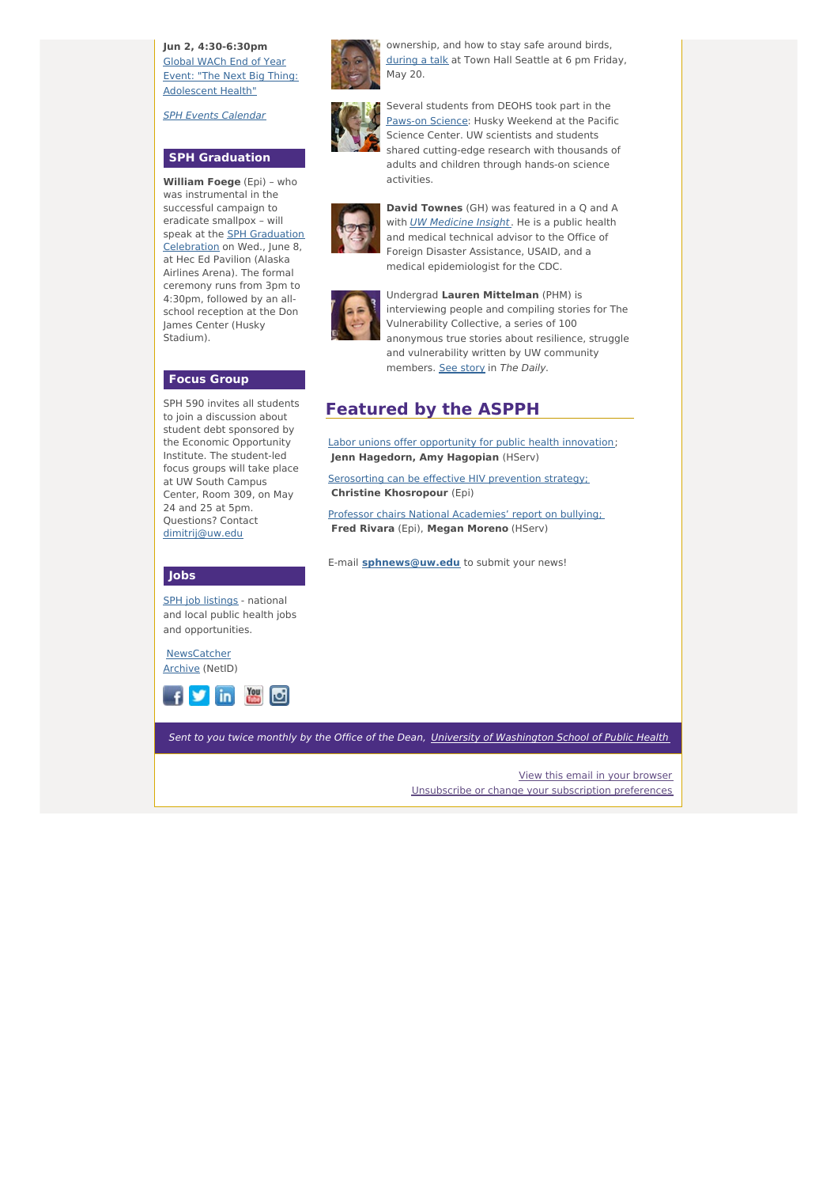**Jun 2, 4:30-6:30pm**
Global WACh End of Year Event: "The Next Big Thing: Adolescent Health"

*SPH Events Calendar*

## SPH Graduation

**William Foege** (Epi) – who was instrumental in the successful campaign to eradicate smallpox – will speak at the SPH Graduation Celebration on Wed., June 8, at Hec Ed Pavilion (Alaska Airlines Arena). The formal ceremony runs from 3pm to 4:30pm, followed by an all-school reception at the Don James Center (Husky Stadium).

## Focus Group

SPH 590 invites all students to join a discussion about student debt sponsored by the Economic Opportunity Institute. The student-led focus groups will take place at UW South Campus Center, Room 309, on May 24 and 25 at 5pm. Questions? Contact dimitrij@uw.edu

## Jobs

SPH job listings - national and local public health jobs and opportunities.

NewsCatcher Archive (NetID)

ownership, and how to stay safe around birds, during a talk at Town Hall Seattle at 6 pm Friday, May 20.

Several students from DEOHS took part in the Paws-on Science: Husky Weekend at the Pacific Science Center. UW scientists and students shared cutting-edge research with thousands of adults and children through hands-on science activities.

**David Townes** (GH) was featured in a Q and A with *UW Medicine Insight*. He is a public health and medical technical advisor to the Office of Foreign Disaster Assistance, USAID, and a medical epidemiologist for the CDC.

Undergrad **Lauren Mittelman** (PHM) is interviewing people and compiling stories for The Vulnerability Collective, a series of 100 anonymous true stories about resilience, struggle and vulnerability written by UW community members. See story in *The Daily*.

## Featured by the ASPPH

Labor unions offer opportunity for public health innovation; **Jenn Hagedorn, Amy Hagopian** (HServ)

Serosorting can be effective HIV prevention strategy; **Christine Khosropour** (Epi)

Professor chairs National Academies' report on bullying; **Fred Rivara** (Epi), **Megan Moreno** (HServ)

E-mail **sphnews@uw.edu** to submit your news!

*Sent to you twice monthly by the Office of the Dean, University of Washington School of Public Health*

View this email in your browser
Unsubscribe or change your subscription preferences